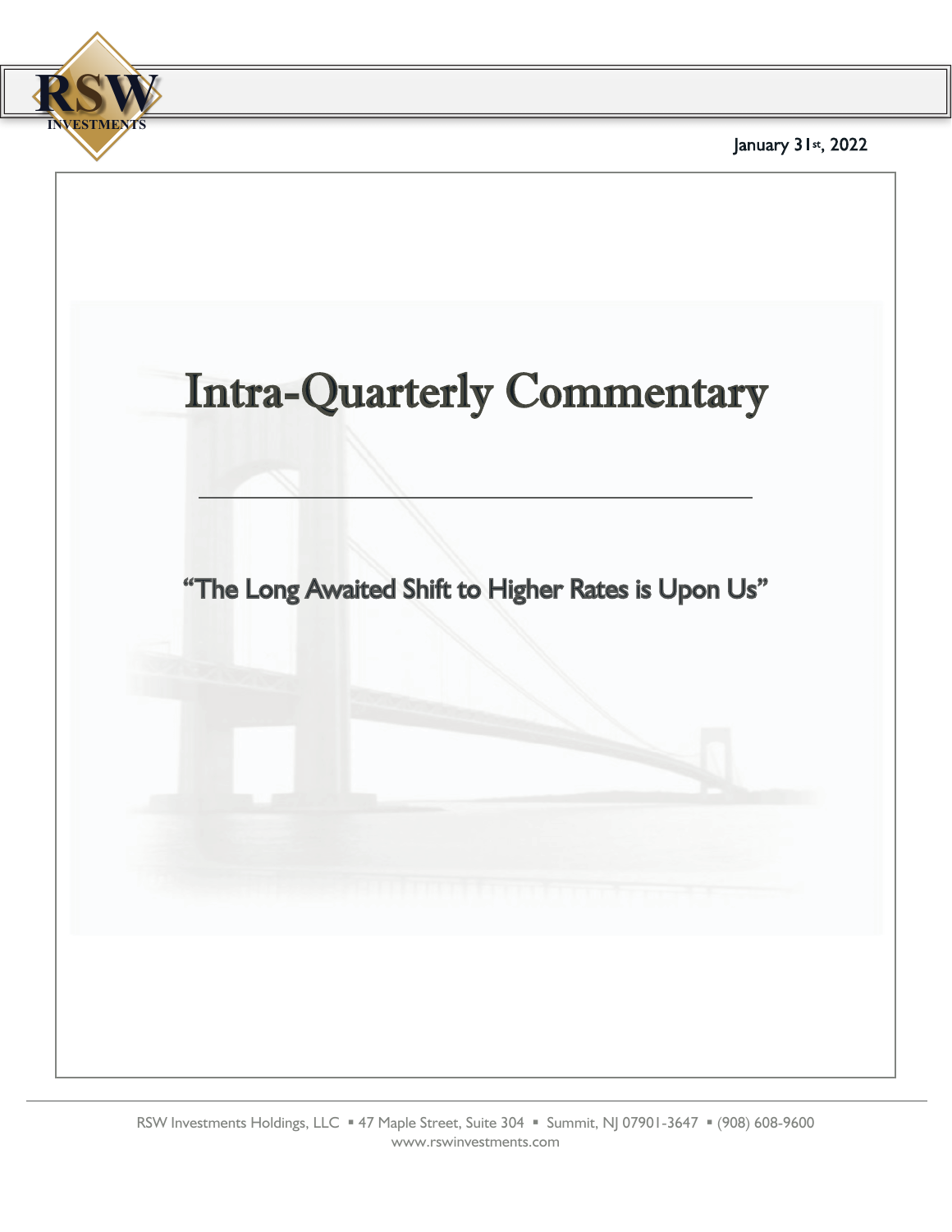RSW INVESTMENTS

January 31st, 2022

# Intra-Quarterly Commentary

## "The Long Awaited Shift to Higher Rates is Upon Us"

RSW Investments Holdings, LLC ▪ 47 Maple Street, Suite 304 ▪ Summit, NJ 07901-3647 ▪ (908) 608-9600
www.rswinvestments.com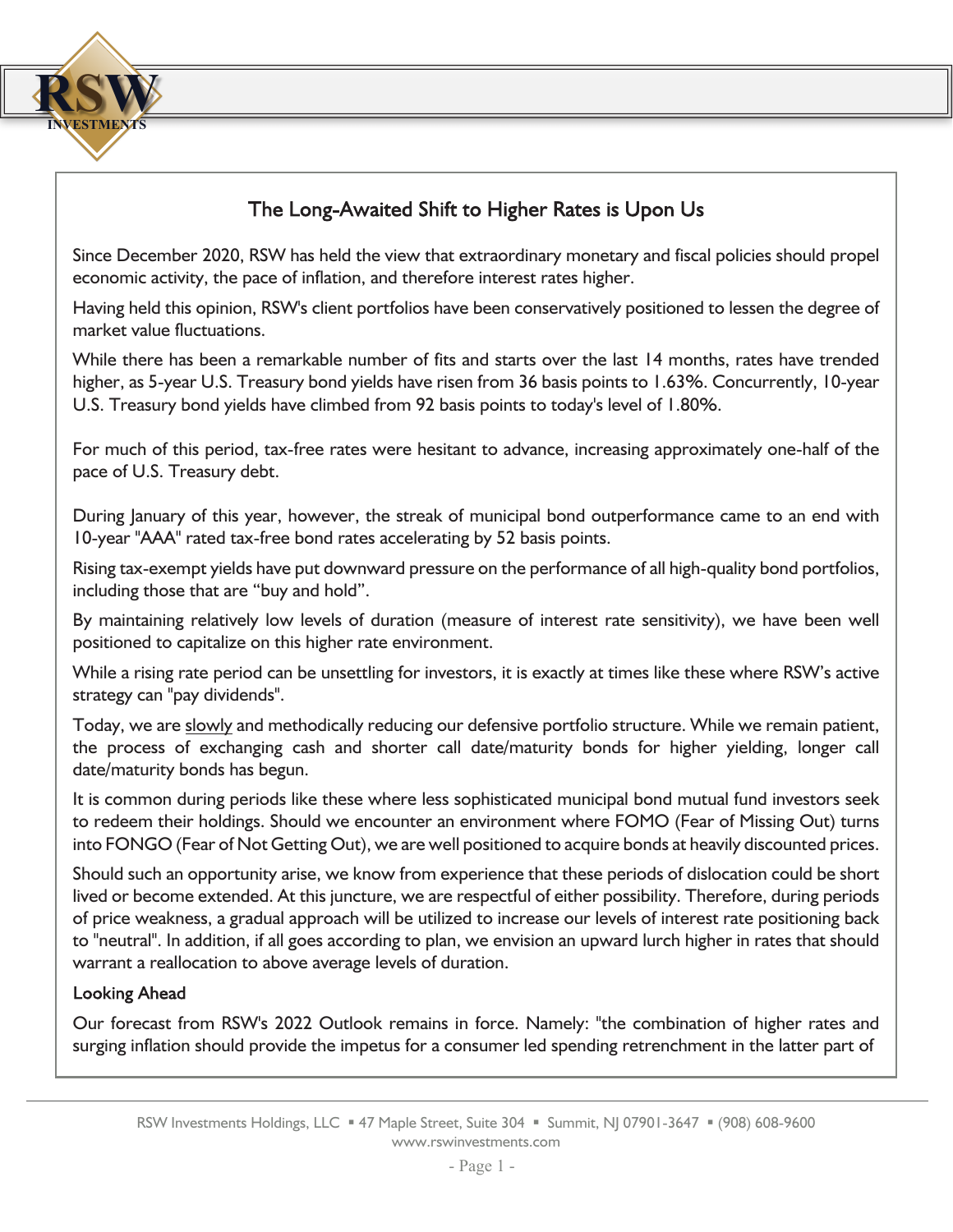## The Long-Awaited Shift to Higher Rates is Upon Us

Since December 2020, RSW has held the view that extraordinary monetary and fiscal policies should propel economic activity, the pace of inflation, and therefore interest rates higher.

Having held this opinion, RSW's client portfolios have been conservatively positioned to lessen the degree of market value fluctuations.

While there has been a remarkable number of fits and starts over the last 14 months, rates have trended higher, as 5-year U.S. Treasury bond yields have risen from 36 basis points to 1.63%. Concurrently, 10-year U.S. Treasury bond yields have climbed from 92 basis points to today's level of 1.80%.

For much of this period, tax-free rates were hesitant to advance, increasing approximately one-half of the pace of U.S. Treasury debt.

During January of this year, however, the streak of municipal bond outperformance came to an end with 10-year "AAA" rated tax-free bond rates accelerating by 52 basis points.

Rising tax-exempt yields have put downward pressure on the performance of all high-quality bond portfolios, including those that are "buy and hold".

By maintaining relatively low levels of duration (measure of interest rate sensitivity), we have been well positioned to capitalize on this higher rate environment.

While a rising rate period can be unsettling for investors, it is exactly at times like these where RSW's active strategy can "pay dividends".

Today, we are slowly and methodically reducing our defensive portfolio structure. While we remain patient, the process of exchanging cash and shorter call date/maturity bonds for higher yielding, longer call date/maturity bonds has begun.

It is common during periods like these where less sophisticated municipal bond mutual fund investors seek to redeem their holdings. Should we encounter an environment where FOMO (Fear of Missing Out) turns into FONGO (Fear of Not Getting Out), we are well positioned to acquire bonds at heavily discounted prices.

Should such an opportunity arise, we know from experience that these periods of dislocation could be short lived or become extended. At this juncture, we are respectful of either possibility. Therefore, during periods of price weakness, a gradual approach will be utilized to increase our levels of interest rate positioning back to "neutral". In addition, if all goes according to plan, we envision an upward lurch higher in rates that should warrant a reallocation to above average levels of duration.

### Looking Ahead

Our forecast from RSW's 2022 Outlook remains in force. Namely: "the combination of higher rates and surging inflation should provide the impetus for a consumer led spending retrenchment in the latter part of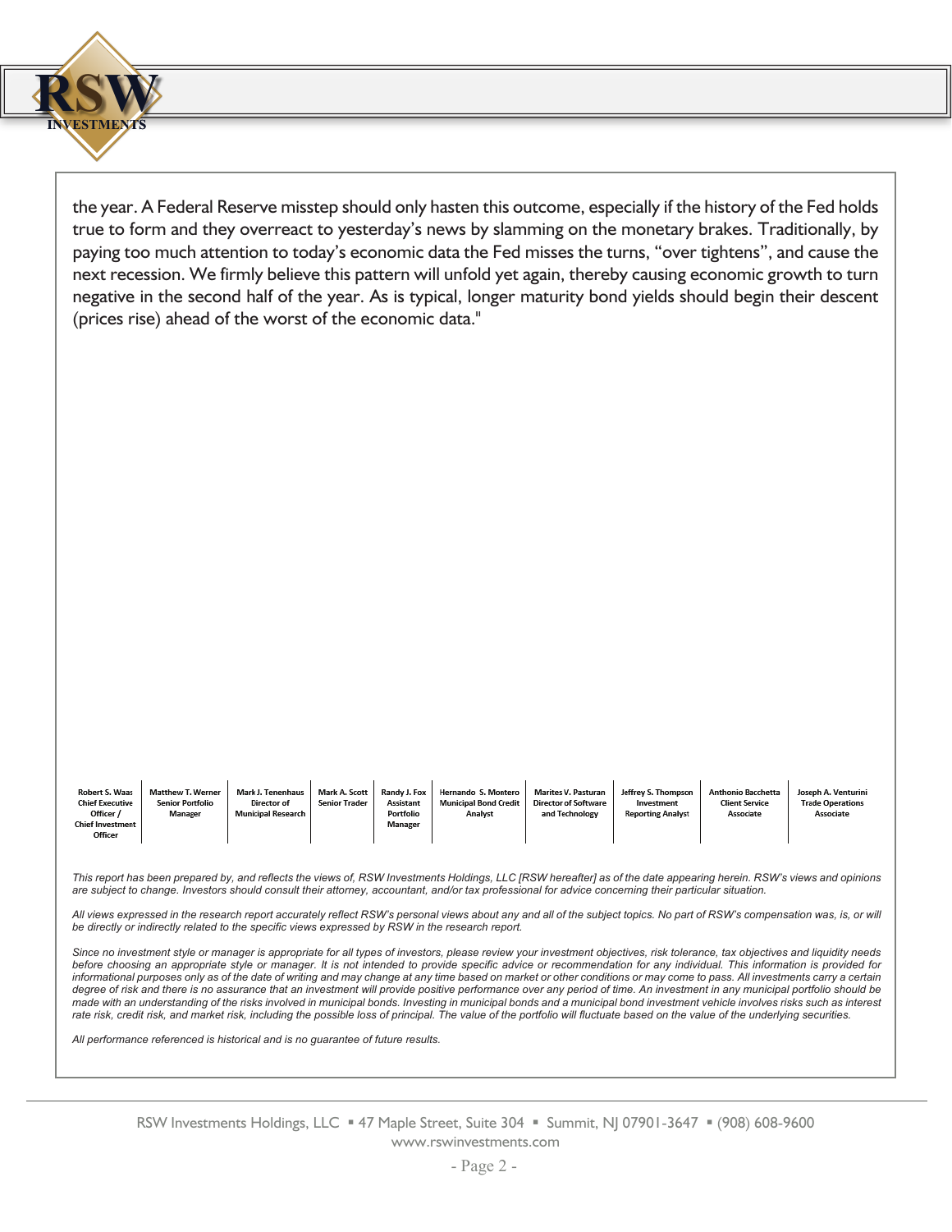the year. A Federal Reserve misstep should only hasten this outcome, especially if the history of the Fed holds true to form and they overreact to yesterday's news by slamming on the monetary brakes. Traditionally, by paying too much attention to today's economic data the Fed misses the turns, "over tightens", and cause the next recession. We firmly believe this pattern will unfold yet again, thereby causing economic growth to turn negative in the second half of the year. As is typical, longer maturity bond yields should begin their descent (prices rise) ahead of the worst of the economic data."

| | | | | | | | | | |
|---|---|---|---|---|---|---|---|---|---|
| **Robert S. Waas** Chief Executive Officer / Chief Investment Officer | **Matthew T. Werner** Senior Portfolio Manager | **Mark J. Tenenhaus** Director of Municipal Research | **Mark A. Scott** Senior Trader | **Randy J. Fox** Assistant Portfolio Manager | **Hernando S. Montero** Municipal Bond Credit Analyst | **Marites V. Pasturan** Director of Software and Technology | **Jeffrey S. Thompson** Investment Reporting Analyst | **Anthonio Bacchetta** Client Service Associate | **Joseph A. Venturini** Trade Operations Associate |

*This report has been prepared by, and reflects the views of, RSW Investments Holdings, LLC [RSW hereafter] as of the date appearing herein. RSW's views and opinions are subject to change. Investors should consult their attorney, accountant, and/or tax professional for advice concerning their particular situation.*

*All views expressed in the research report accurately reflect RSW's personal views about any and all of the subject topics. No part of RSW's compensation was, is, or will be directly or indirectly related to the specific views expressed by RSW in the research report.*

*Since no investment style or manager is appropriate for all types of investors, please review your investment objectives, risk tolerance, tax objectives and liquidity needs before choosing an appropriate style or manager. It is not intended to provide specific advice or recommendation for any individual. This information is provided for informational purposes only as of the date of writing and may change at any time based on market or other conditions or may come to pass. All investments carry a certain degree of risk and there is no assurance that an investment will provide positive performance over any period of time. An investment in any municipal portfolio should be made with an understanding of the risks involved in municipal bonds. Investing in municipal bonds and a municipal bond investment vehicle involves risks such as interest rate risk, credit risk, and market risk, including the possible loss of principal. The value of the portfolio will fluctuate based on the value of the underlying securities.*

*All performance referenced is historical and is no guarantee of future results.*